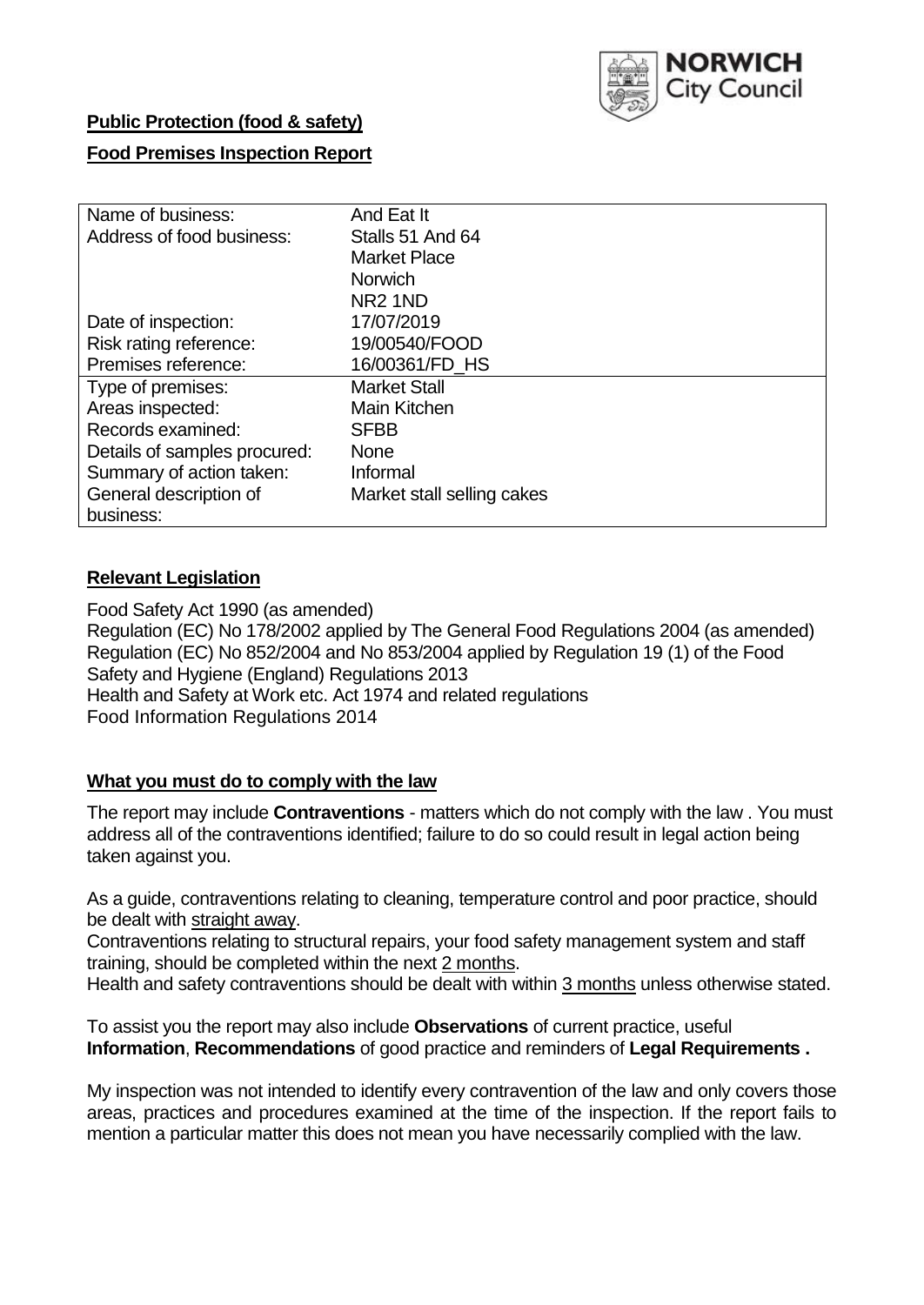**Public Protection (food & safety)**

**Food Premises Inspection Report**

| Name of business: | And Eat It |
|---|---|
| Address of food business: | Stalls 51 And 64<br>Market Place<br>Norwich<br>NR2 1ND |
| Date of inspection: | 17/07/2019 |
| Risk rating reference: | 19/00540/FOOD |
| Premises reference: | 16/00361/FD_HS |
| Type of premises: | Market Stall |
| Areas inspected: | Main Kitchen |
| Records examined: | SFBB |
| Details of samples procured: | None |
| Summary of action taken: | Informal |
| General description of business: | Market stall selling cakes |

## **Relevant Legislation**

Food Safety Act 1990 (as amended)
Regulation (EC) No 178/2002 applied by The General Food Regulations 2004 (as amended)
Regulation (EC) No 852/2004 and No 853/2004 applied by Regulation 19 (1) of the Food Safety and Hygiene (England) Regulations 2013
Health and Safety at Work etc. Act 1974 and related regulations
Food Information Regulations 2014

## **What you must do to comply with the law**

The report may include **Contraventions** - matters which do not comply with the law . You must address all of the contraventions identified; failure to do so could result in legal action being taken against you.

As a guide, contraventions relating to cleaning, temperature control and poor practice, should be dealt with straight away.
Contraventions relating to structural repairs, your food safety management system and staff training, should be completed within the next 2 months.
Health and safety contraventions should be dealt with within 3 months unless otherwise stated.

To assist you the report may also include **Observations** of current practice, useful **Information**, **Recommendations** of good practice and reminders of **Legal Requirements .**

My inspection was not intended to identify every contravention of the law and only covers those areas, practices and procedures examined at the time of the inspection. If the report fails to mention a particular matter this does not mean you have necessarily complied with the law.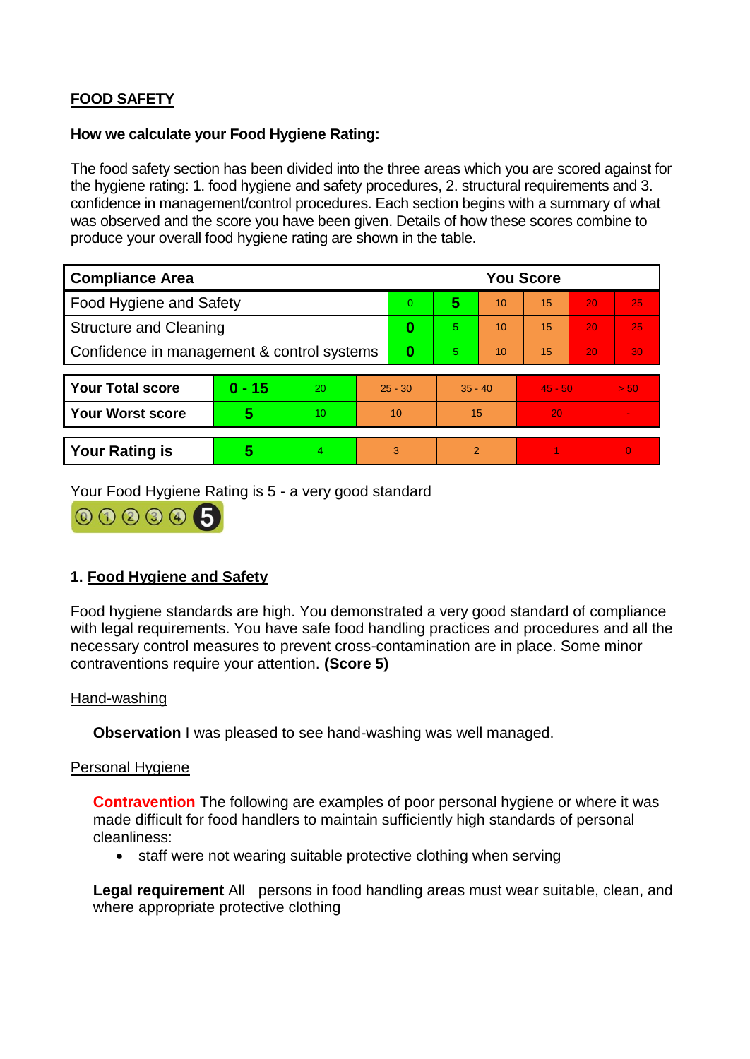## FOOD SAFETY

**How we calculate your Food Hygiene Rating:**

The food safety section has been divided into the three areas which you are scored against for the hygiene rating: 1. food hygiene and safety procedures, 2. structural requirements and 3. confidence in management/control procedures. Each section begins with a summary of what was observed and the score you have been given. Details of how these scores combine to produce your overall food hygiene rating are shown in the table.

| Compliance Area | You Score | | | | | |
|---|---|---|---|---|---|---|
| Food Hygiene and Safety | 0 | **5** | 10 | 15 | 20 | 25 |
| Structure and Cleaning | **0** | 5 | 10 | 15 | 20 | 25 |
| Confidence in management & control systems | **0** | 5 | 10 | 15 | 20 | 30 |

| | | | | | | |
|---|---|---|---|---|---|---|
| **Your Total score** | **0 - 15** | 20 | 25 - 30 | 35 - 40 | 45 - 50 | > 50 |
| **Your Worst score** | **5** | 10 | 10 | 15 | 20 | - |

| | | | | | | |
|---|---|---|---|---|---|---|
| **Your Rating is** | **5** | 4 | 3 | 2 | 1 | 0 |

Your Food Hygiene Rating is 5 - a very good standard

### 1. Food Hygiene and Safety

Food hygiene standards are high. You demonstrated a very good standard of compliance with legal requirements. You have safe food handling practices and procedures and all the necessary control measures to prevent cross-contamination are in place. Some minor contraventions require your attention. **(Score 5)**

Hand-washing

**Observation** I was pleased to see hand-washing was well managed.

Personal Hygiene

**Contravention** The following are examples of poor personal hygiene or where it was made difficult for food handlers to maintain sufficiently high standards of personal cleanliness:

- staff were not wearing suitable protective clothing when serving

**Legal requirement** All persons in food handling areas must wear suitable, clean, and where appropriate protective clothing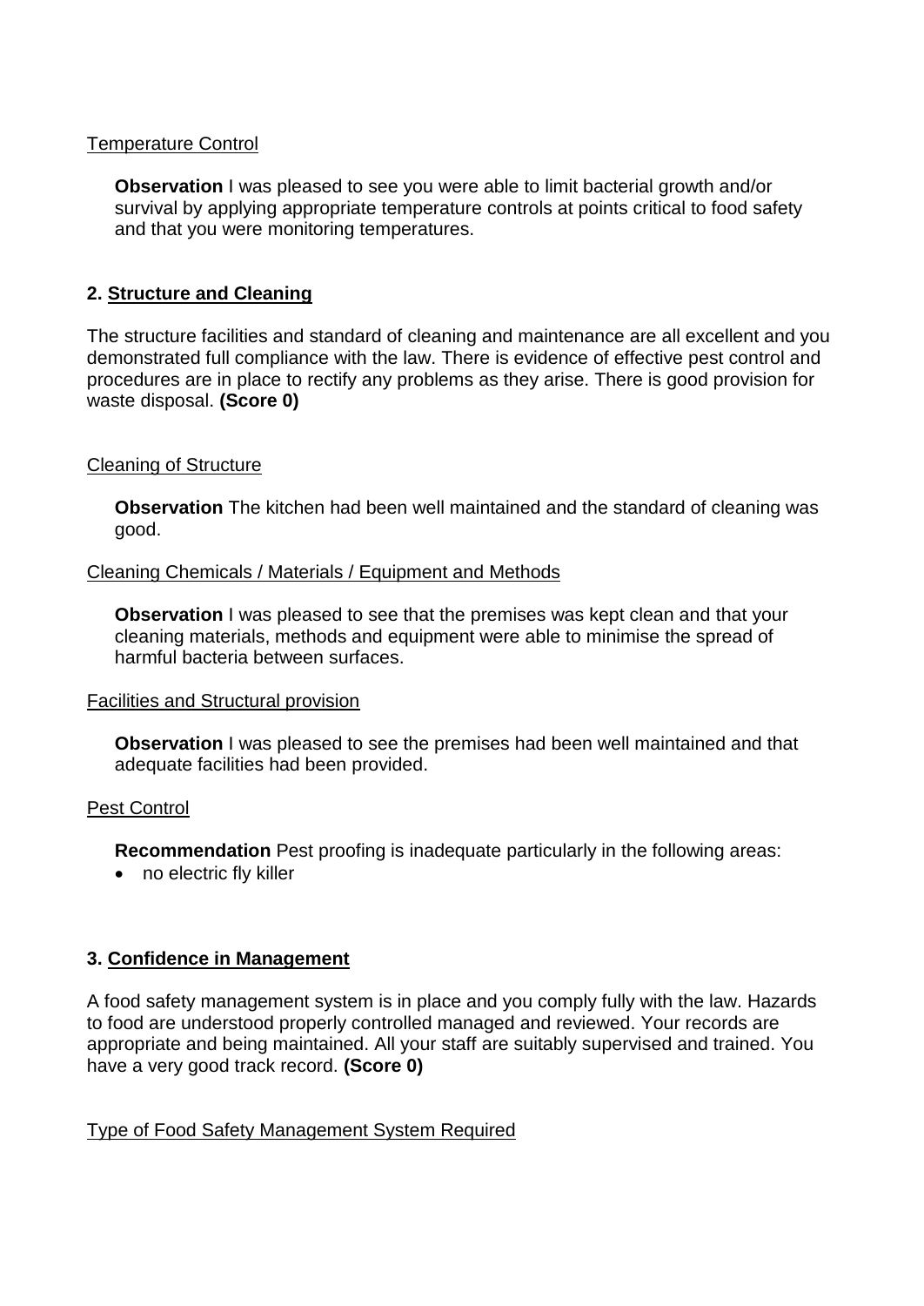Temperature Control

**Observation** I was pleased to see you were able to limit bacterial growth and/or survival by applying appropriate temperature controls at points critical to food safety and that you were monitoring temperatures.

## 2. Structure and Cleaning

The structure facilities and standard of cleaning and maintenance are all excellent and you demonstrated full compliance with the law. There is evidence of effective pest control and procedures are in place to rectify any problems as they arise. There is good provision for waste disposal. **(Score 0)**

Cleaning of Structure

**Observation** The kitchen had been well maintained and the standard of cleaning was good.

Cleaning Chemicals / Materials / Equipment and Methods

**Observation** I was pleased to see that the premises was kept clean and that your cleaning materials, methods and equipment were able to minimise the spread of harmful bacteria between surfaces.

Facilities and Structural provision

**Observation** I was pleased to see the premises had been well maintained and that adequate facilities had been provided.

Pest Control

**Recommendation** Pest proofing is inadequate particularly in the following areas:

- no electric fly killer

## 3. Confidence in Management

A food safety management system is in place and you comply fully with the law. Hazards to food are understood properly controlled managed and reviewed. Your records are appropriate and being maintained. All your staff are suitably supervised and trained. You have a very good track record. **(Score 0)**

Type of Food Safety Management System Required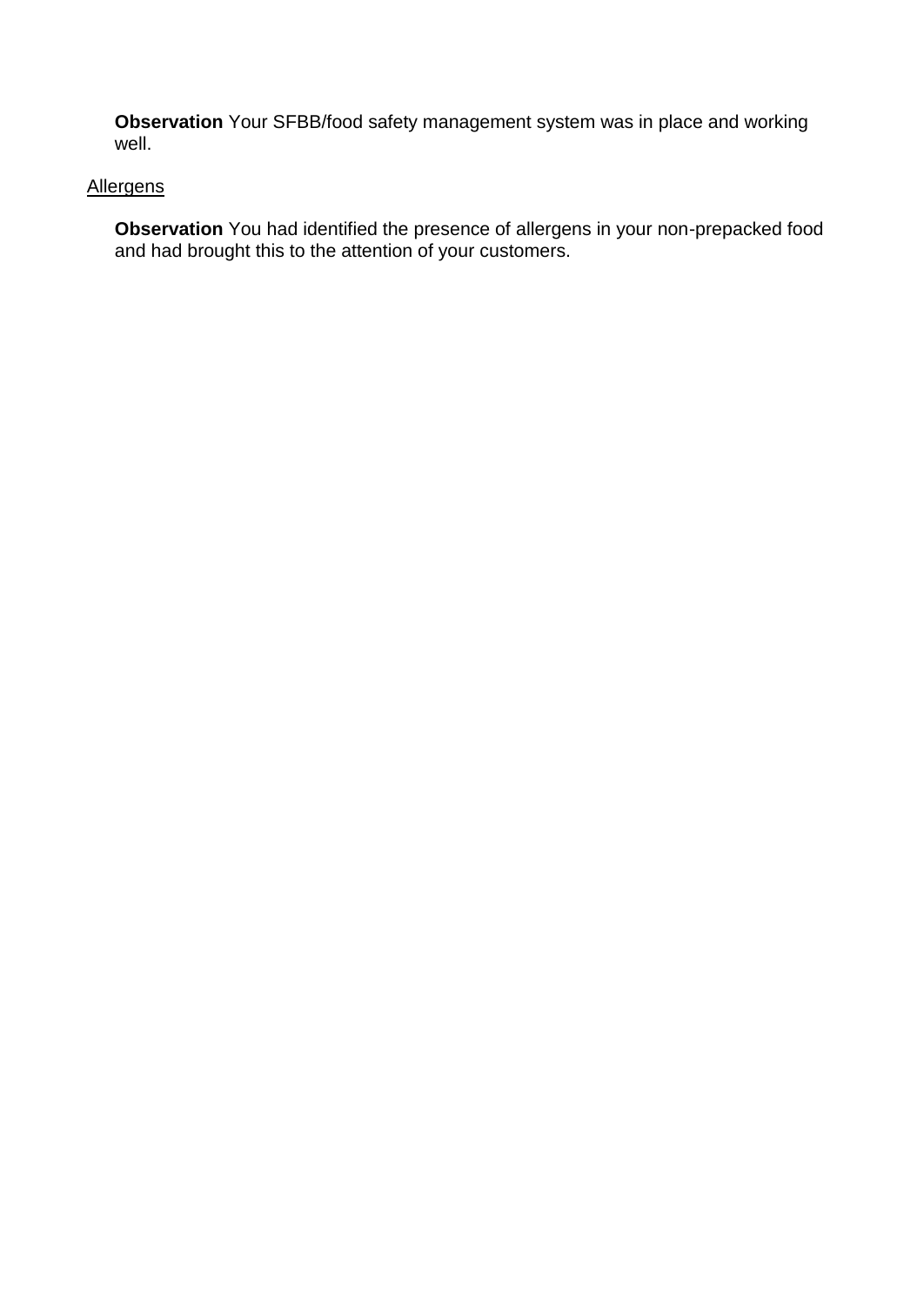**Observation** Your SFBB/food safety management system was in place and working well.

Allergens

**Observation** You had identified the presence of allergens in your non-prepacked food and had brought this to the attention of your customers.